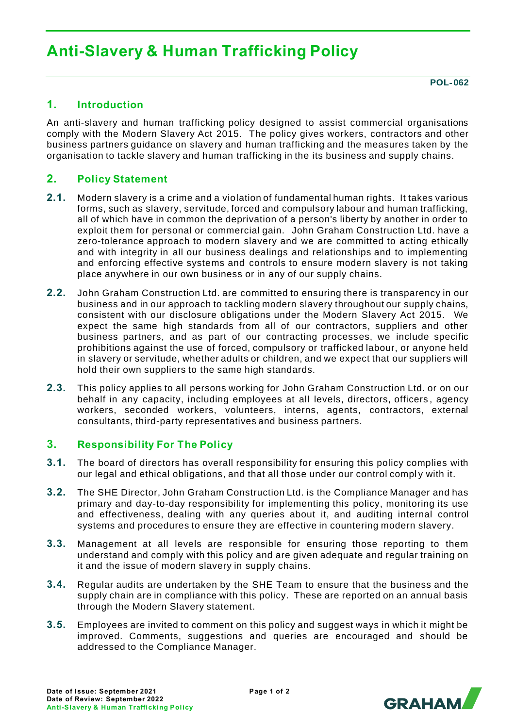# Anti-Slavery & Human Trafficking Policy

**POL-062**

## 1. Introduction

An anti-slavery and human trafficking policy designed to assist commercial organisations comply with the Modern Slavery Act 2015. The policy gives workers, contractors and other business partners guidance on slavery and human trafficking and the measures taken by the organisation to tackle slavery and human trafficking in the its business and supply chains.

## 2. Policy Statement

**2.1.** Modern slavery is a crime and a violation of fundamental human rights. It takes various forms, such as slavery, servitude, forced and compulsory labour and human trafficking, all of which have in common the deprivation of a person's liberty by another in order to exploit them for personal or commercial gain. John Graham Construction Ltd. have a zero-tolerance approach to modern slavery and we are committed to acting ethically and with integrity in all our business dealings and relationships and to implementing and enforcing effective systems and controls to ensure modern slavery is not taking place anywhere in our own business or in any of our supply chains.

**2.2.** John Graham Construction Ltd. are committed to ensuring there is transparency in our business and in our approach to tackling modern slavery throughout our supply chains, consistent with our disclosure obligations under the Modern Slavery Act 2015. We expect the same high standards from all of our contractors, suppliers and other business partners, and as part of our contracting processes, we include specific prohibitions against the use of forced, compulsory or trafficked labour, or anyone held in slavery or servitude, whether adults or children, and we expect that our suppliers will hold their own suppliers to the same high standards.

**2.3.** This policy applies to all persons working for John Graham Construction Ltd. or on our behalf in any capacity, including employees at all levels, directors, officers, agency workers, seconded workers, volunteers, interns, agents, contractors, external consultants, third-party representatives and business partners.

## 3. Responsibility For The Policy

**3.1.** The board of directors has overall responsibility for ensuring this policy complies with our legal and ethical obligations, and that all those under our control comply with it.

**3.2.** The SHE Director, John Graham Construction Ltd. is the Compliance Manager and has primary and day-to-day responsibility for implementing this policy, monitoring its use and effectiveness, dealing with any queries about it, and auditing internal control systems and procedures to ensure they are effective in countering modern slavery.

**3.3.** Management at all levels are responsible for ensuring those reporting to them understand and comply with this policy and are given adequate and regular training on it and the issue of modern slavery in supply chains.

**3.4.** Regular audits are undertaken by the SHE Team to ensure that the business and the supply chain are in compliance with this policy. These are reported on an annual basis through the Modern Slavery statement.

**3.5.** Employees are invited to comment on this policy and suggest ways in which it might be improved. Comments, suggestions and queries are encouraged and should be addressed to the Compliance Manager.

**Date of Issue: September 2021**
**Date of Review: September 2022**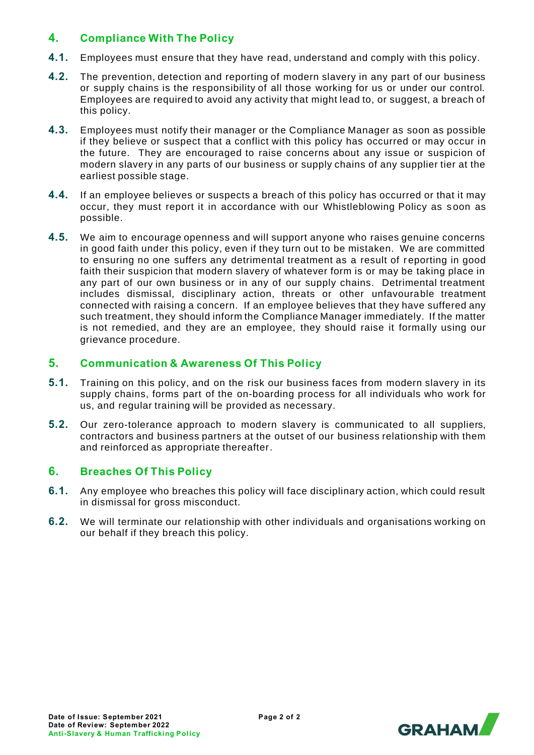## 4. Compliance With The Policy

**4.1.** Employees must ensure that they have read, understand and comply with this policy.

**4.2.** The prevention, detection and reporting of modern slavery in any part of our business or supply chains is the responsibility of all those working for us or under our control. Employees are required to avoid any activity that might lead to, or suggest, a breach of this policy.

**4.3.** Employees must notify their manager or the Compliance Manager as soon as possible if they believe or suspect that a conflict with this policy has occurred or may occur in the future. They are encouraged to raise concerns about any issue or suspicion of modern slavery in any parts of our business or supply chains of any supplier tier at the earliest possible stage.

**4.4.** If an employee believes or suspects a breach of this policy has occurred or that it may occur, they must report it in accordance with our Whistleblowing Policy as soon as possible.

**4.5.** We aim to encourage openness and will support anyone who raises genuine concerns in good faith under this policy, even if they turn out to be mistaken. We are committed to ensuring no one suffers any detrimental treatment as a result of reporting in good faith their suspicion that modern slavery of whatever form is or may be taking place in any part of our own business or in any of our supply chains. Detrimental treatment includes dismissal, disciplinary action, threats or other unfavourable treatment connected with raising a concern. If an employee believes that they have suffered any such treatment, they should inform the Compliance Manager immediately. If the matter is not remedied, and they are an employee, they should raise it formally using our grievance procedure.

## 5. Communication & Awareness Of This Policy

**5.1.** Training on this policy, and on the risk our business faces from modern slavery in its supply chains, forms part of the on-boarding process for all individuals who work for us, and regular training will be provided as necessary.

**5.2.** Our zero-tolerance approach to modern slavery is communicated to all suppliers, contractors and business partners at the outset of our business relationship with them and reinforced as appropriate thereafter.

## 6. Breaches Of This Policy

**6.1.** Any employee who breaches this policy will face disciplinary action, which could result in dismissal for gross misconduct.

**6.2.** We will terminate our relationship with other individuals and organisations working on our behalf if they breach this policy.

**Date of Issue: September 2021**
**Date of Review: September 2022**
**Anti-Slavery & Human Trafficking Policy**